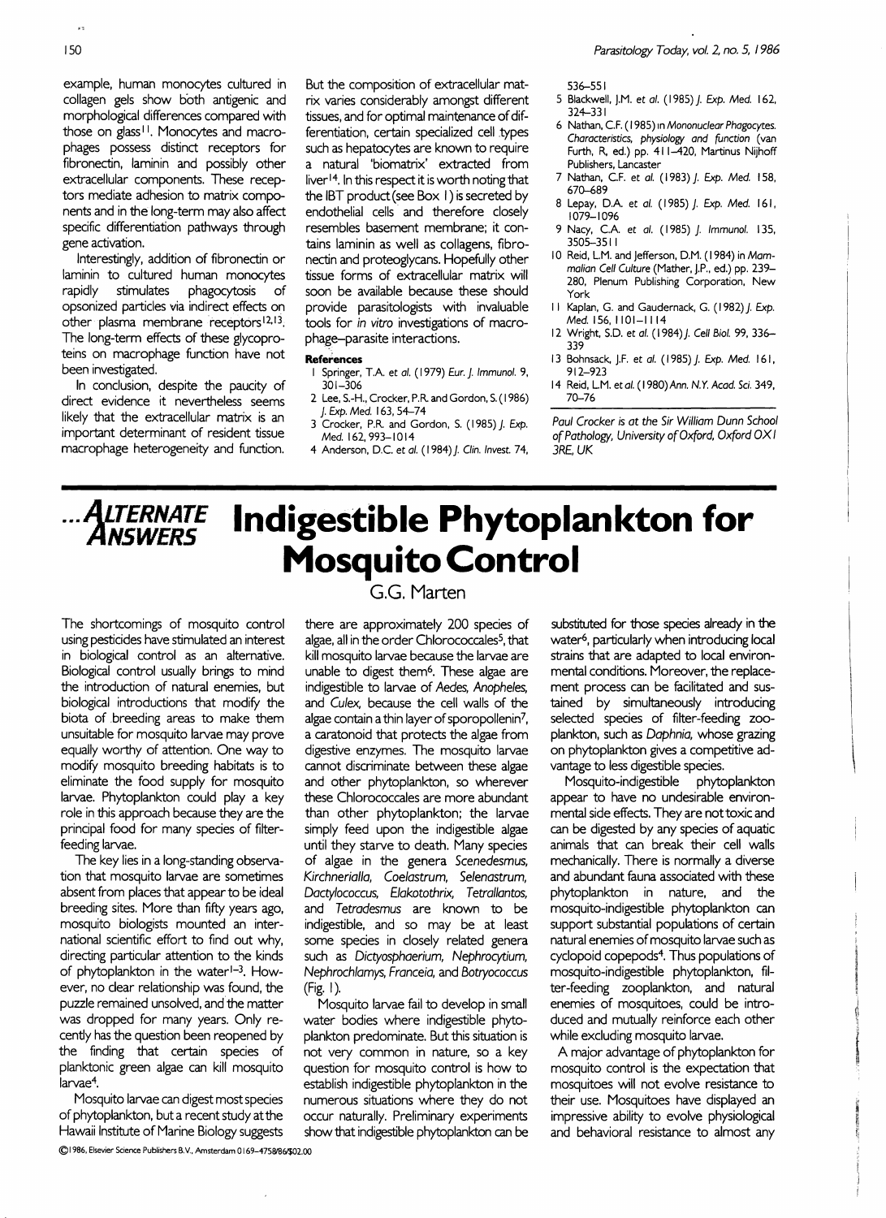example, human monocytes cultured in collagen gels show both antigenic and morphological differences compared with those on glass[11]. Monocytes and macrophages possess distinct receptors for fibronectin, laminin and possibly other extracellular components. These receptors mediate adhesion to matrix components and in the long-term may also affect specific differentiation pathways through gene activation.

Interestingly, addition of fibronectin or laminin to cultured human monocytes rapidly stimulates phagocytosis of opsonized particles via indirect effects on other plasma membrane receptors[12,13]. The long-term effects of these glycoproteins on macrophage function have not been investigated.

In conclusion, despite the paucity of direct evidence it nevertheless seems likely that the extracellular matrix is an important determinant of resident tissue macrophage heterogeneity and function. But the composition of extracellular matrix varies considerably amongst different tissues, and for optimal maintenance of differentiation, certain specialized cell types such as hepatocytes are known to require a natural 'biomatrix' extracted from liver[14]. In this respect it is worth noting that the IBT product (see Box 1) is secreted by endothelial cells and therefore closely resembles basement membrane; it contains laminin as well as collagens, fibronectin and proteoglycans. Hopefully other tissue forms of extracellular matrix will soon be available because these should provide parasitologists with invaluable tools for *in vitro* investigations of macrophage–parasite interactions.

**References**

1. Springer, T.A. *et al.* (1979) *Eur. J. Immunol.* 9, 301–306
2. Lee, S.-H., Crocker, P.R. and Gordon, S. (1986) *J. Exp. Med.* 163, 54–74
3. Crocker, P.R. and Gordon, S. (1985) *J. Exp. Med.* 162, 993–1014
4. Anderson, D.C. *et al.* (1984) *J. Clin. Invest.* 74, 536–551
5. Blackwell, J.M. *et al.* (1985) *J. Exp. Med.* 162, 324–331
6. Nathan, C.F. (1985) in *Mononuclear Phagocytes. Characteristics, physiology and function* (van Furth, R, ed.) pp. 411–420, Martinus Nijhoff Publishers, Lancaster
7. Nathan, C.F. *et al.* (1983) *J. Exp. Med.* 158, 670–689
8. Lepay, D.A. *et al.* (1985) *J. Exp. Med.* 161, 1079–1096
9. Nacy, C.A. *et al.* (1985) *J. Immunol.* 135, 3505–3511
10. Reid, L.M. and Jefferson, D.M. (1984) in *Mammalian Cell Culture* (Mather, J.P., ed.) pp. 239–280, Plenum Publishing Corporation, New York
11. Kaplan, G. and Gaudernack, G. (1982) *J. Exp. Med.* 156, 1101–1114
12. Wright, S.D. *et al.* (1984) *J. Cell Biol.* 99, 336–339
13. Bohnsack, J.F. *et al.* (1985) *J. Exp. Med.* 161, 912–923
14. Reid, L.M. *et al.* (1980) *Ann. N.Y. Acad. Sci.* 349, 70–76

*Paul Crocker is at the Sir William Dunn School of Pathology, University of Oxford, Oxford OX1 3RE, UK*

# ...Alternate Answers: Indigestible Phytoplankton for Mosquito Control

G.G. Marten

The shortcomings of mosquito control using pesticides have stimulated an interest in biological control as an alternative. Biological control usually brings to mind the introduction of natural enemies, but biological introductions that modify the biota of breeding areas to make them unsuitable for mosquito larvae may prove equally worthy of attention. One way to modify mosquito breeding habitats is to eliminate the food supply for mosquito larvae. Phytoplankton could play a key role in this approach because they are the principal food for many species of filter-feeding larvae.

The key lies in a long-standing observation that mosquito larvae are sometimes absent from places that appear to be ideal breeding sites. More than fifty years ago, mosquito biologists mounted an international scientific effort to find out why, directing particular attention to the kinds of phytoplankton in the water[1–3]. However, no clear relationship was found, the puzzle remained unsolved, and the matter was dropped for many years. Only recently has the question been reopened by the finding that certain species of planktonic green algae can kill mosquito larvae[4].

Mosquito larvae can digest most species of phytoplankton, but a recent study at the Hawaii Institute of Marine Biology suggests there are approximately 200 species of algae, all in the order Chlorococcales[5], that kill mosquito larvae because the larvae are unable to digest them[6]. These algae are indigestible to larvae of *Aedes*, *Anopheles*, and *Culex*, because the cell walls of the algae contain a thin layer of sporopollenin[7], a caratonoid that protects the algae from digestive enzymes. The mosquito larvae cannot discriminate between these algae and other phytoplankton, so wherever these Chlorococcales are more abundant than other phytoplankton; the larvae simply feed upon the indigestible algae until they starve to death. Many species of algae in the genera *Scenedesmus*, *Kirchnerialla*, *Coelastrum*, *Selenastrum*, *Dactylococcus*, *Elakotothrix*, *Tetrallantos*, and *Tetradesmus* are known to be indigestible, and so may be at least some species in closely related genera such as *Dictyosphaerium*, *Nephrocytium*, *Nephrochlamys*, *Franceia*, and *Botryococcus* (Fig. 1).

Mosquito larvae fail to develop in small water bodies where indigestible phytoplankton predominate. But this situation is not very common in nature, so a key question for mosquito control is how to establish indigestible phytoplankton in the numerous situations where they do not occur naturally. Preliminary experiments show that indigestible phytoplankton can be substituted for those species already in the water[6], particularly when introducing local strains that are adapted to local environmental conditions. Moreover, the replacement process can be facilitated and sustained by simultaneously introducing selected species of filter-feeding zooplankton, such as *Daphnia*, whose grazing on phytoplankton gives a competitive advantage to less digestible species.

Mosquito-indigestible phytoplankton appear to have no undesirable environmental side effects. They are not toxic and can be digested by any species of aquatic animals that can break their cell walls mechanically. There is normally a diverse and abundant fauna associated with these phytoplankton in nature, and the mosquito-indigestible phytoplankton can support substantial populations of certain natural enemies of mosquito larvae such as cyclopoid copepods[4]. Thus populations of mosquito-indigestible phytoplankton, filter-feeding zooplankton, and natural enemies of mosquitoes, could be introduced and mutually reinforce each other while excluding mosquito larvae.

A major advantage of phytoplankton for mosquito control is the expectation that mosquitoes will not evolve resistance to their use. Mosquitoes have displayed an impressive ability to evolve physiological and behavioral resistance to almost any

©1986, Elsevier Science Publishers B.V., Amsterdam 0169–4758/86/$02.00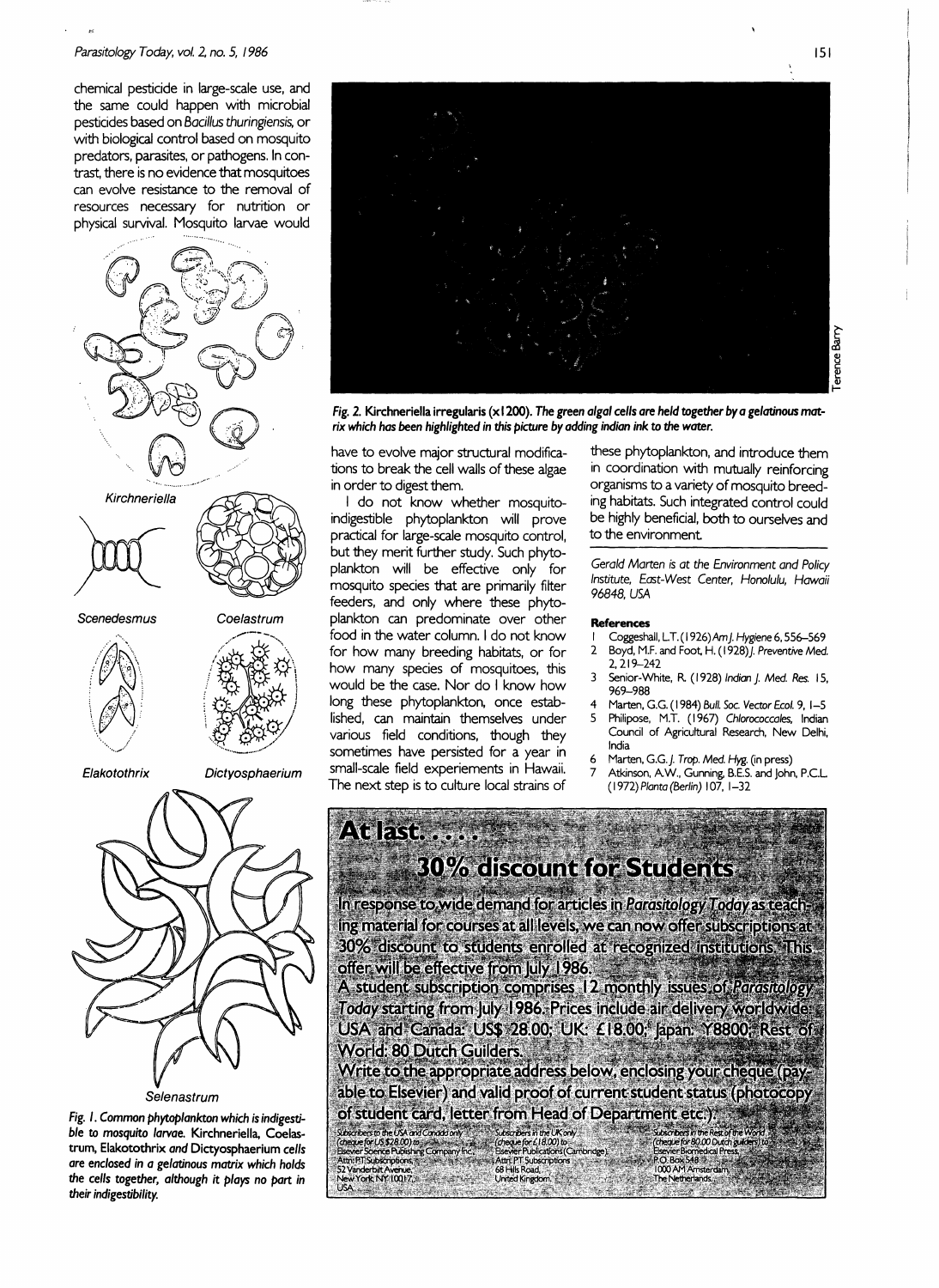chemical pesticide in large-scale use, and the same could happen with microbial pesticides based on *Bacillus thuringiensis*, or with biological control based on mosquito predators, parasites, or pathogens. In contrast, there is no evidence that mosquitoes can evolve resistance to the removal of resources necessary for nutrition or physical survival. Mosquito larvae would have to evolve major structural modifications to break the cell walls of these algae in order to digest them.

Kirchneriella

Scenedesmus

Coelastrum

Elakotothrix

Dictyosphaerium

Selenastrum

*Fig. 1. Common phytoplankton which is indigestible to mosquito larvae. Kirchneriella, Coelastrum, Elakotothrix and Dictyosphaerium cells are enclosed in a gelatinous matrix which holds the cells together, although it plays no part in their indigestibility.*

Terence Barry

**Fig. 2. Kirchneriella irregularis (x1200).** *The green algal cells are held together by a gelatinous matrix which has been highlighted in this picture by adding indian ink to the water.*

I do not know whether mosquito-indigestible phytoplankton will prove practical for large-scale mosquito control, but they merit further study. Such phytoplankton will be effective only for mosquito species that are primarily filter feeders, and only where these phytoplankton can predominate over other food in the water column. I do not know for how many breeding habitats, or for how many species of mosquitoes, this would be the case. Nor do I know how long these phytoplankton, once established, can maintain themselves under various field conditions, though they sometimes have persisted for a year in small-scale field experiments in Hawaii. The next step is to culture local strains of these phytoplankton, and introduce them in coordination with mutually reinforcing organisms to a variety of mosquito breeding habitats. Such integrated control could be highly beneficial, both to ourselves and to the environment.

---

*Gerald Marten is at the Environment and Policy Institute, East-West Center, Honolulu, Hawaii 96848, USA*

### References

1. Coggeshall, L.T. (1926) *Am J. Hygiene* 6, 556–569
2. Boyd, M.F. and Foot, H. (1928) *J. Preventive Med.* 2, 219–242
3. Senior-White, R. (1928) *Indian J. Med. Res.* 15, 969–988
4. Marten, G.G. (1984) *Bull. Soc. Vector Ecol.* 9, 1–5
5. Philipose, M.T. (1967) *Chlorococcales*, Indian Council of Agricultural Research, New Delhi, India
6. Marten, G.G. *J. Trop. Med. Hyg.* (in press)
7. Atkinson, A.W., Gunning, B.E.S. and John, P.C.L. (1972) *Planta (Berlin)* 107, 1–32

---

## At last.....

## 30% discount for Students

In response to wide demand for articles in *Parasitology Today* as teaching material for courses at all levels, we can now offer subscriptions at 30% discount to students enrolled at recognized institutions. This offer will be effective from July 1986.

A student subscription comprises 12 monthly issues of *Parasitology Today* starting from July 1986. Prices include air delivery worldwide: USA and Canada: US$ 28.00; UK: £18.00; Japan: Y8800; Rest of World: 80 Dutch Guilders.

Write to the appropriate address below, enclosing your cheque (payable to Elsevier) and valid proof of current student status (photocopy of student card, letter from Head of Department etc.):

*Subscribers in the USA and Canada only* (cheque for US $28.00) to Elsevier Science Publishing Company Inc., Attn: PT Subscriptions, 52 Vanderbilt Avenue, New York, NY 10017, USA

*Subscribers in the UK only* (cheque for £18.00) to Elsevier Publications (Cambridge), Attn: PT Subscriptions, 68 Hills Road, Cambridge CB2 1LA, United Kingdom.

*Subscribers in the Rest of the World* (cheque for 80.00 Dutch guilders) to Elsevier Biomedical Press, P.O. Box 548, 1000 AM Amsterdam, The Netherlands.